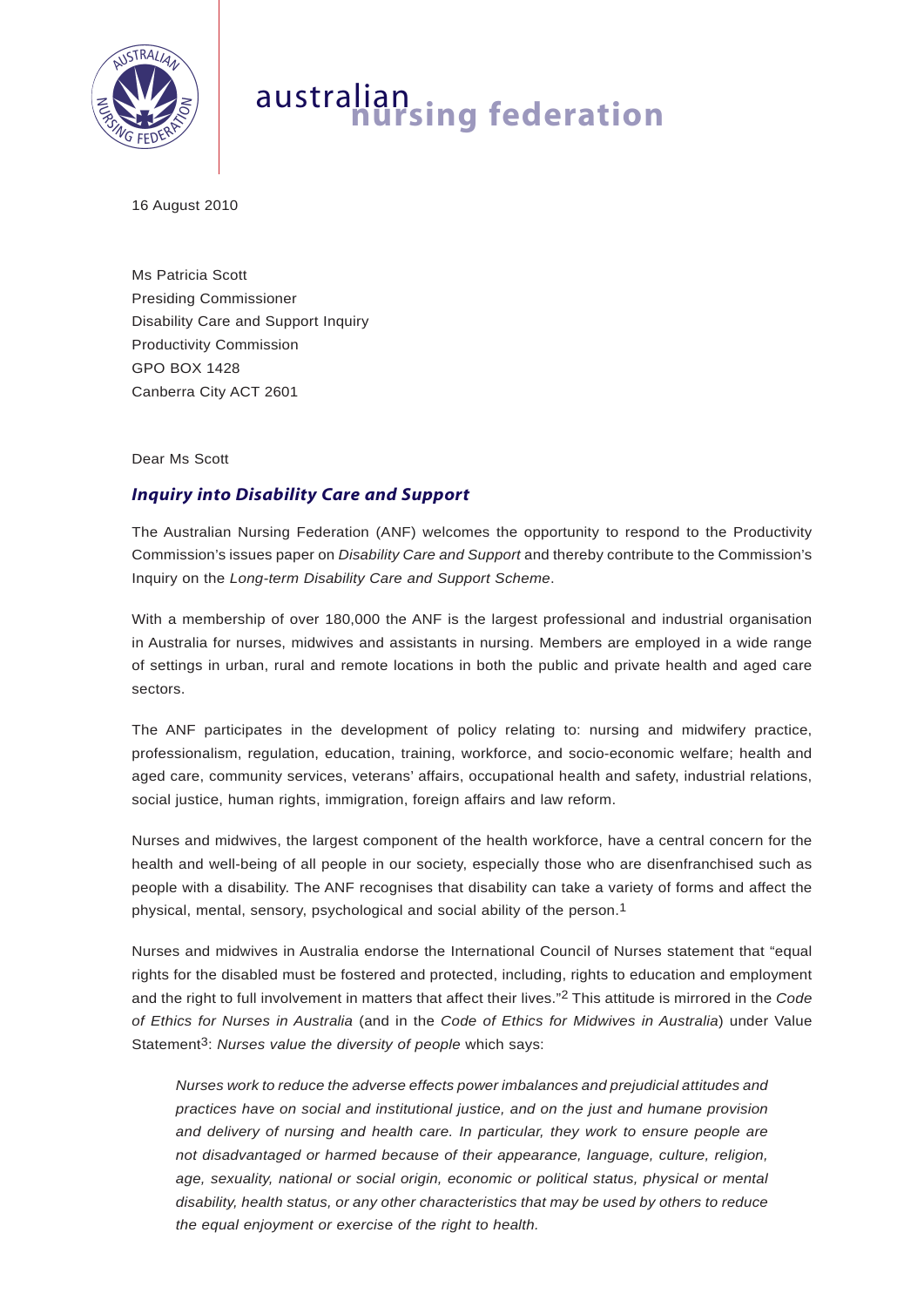australian nursing federation

16 August 2010

Ms Patricia Scott
Presiding Commissioner
Disability Care and Support Inquiry
Productivity Commission
GPO BOX 1428
Canberra City ACT 2601

Dear Ms Scott

## *Inquiry into Disability Care and Support*

The Australian Nursing Federation (ANF) welcomes the opportunity to respond to the Productivity Commission's issues paper on *Disability Care and Support* and thereby contribute to the Commission's Inquiry on the *Long-term Disability Care and Support Scheme*.

With a membership of over 180,000 the ANF is the largest professional and industrial organisation in Australia for nurses, midwives and assistants in nursing. Members are employed in a wide range of settings in urban, rural and remote locations in both the public and private health and aged care sectors.

The ANF participates in the development of policy relating to: nursing and midwifery practice, professionalism, regulation, education, training, workforce, and socio-economic welfare; health and aged care, community services, veterans' affairs, occupational health and safety, industrial relations, social justice, human rights, immigration, foreign affairs and law reform.

Nurses and midwives, the largest component of the health workforce, have a central concern for the health and well-being of all people in our society, especially those who are disenfranchised such as people with a disability. The ANF recognises that disability can take a variety of forms and affect the physical, mental, sensory, psychological and social ability of the person.[1]

Nurses and midwives in Australia endorse the International Council of Nurses statement that "equal rights for the disabled must be fostered and protected, including, rights to education and employment and the right to full involvement in matters that affect their lives."[2] This attitude is mirrored in the *Code of Ethics for Nurses in Australia* (and in the *Code of Ethics for Midwives in Australia*) under Value Statement[3]: *Nurses value the diversity of people* which says:

> *Nurses work to reduce the adverse effects power imbalances and prejudicial attitudes and practices have on social and institutional justice, and on the just and humane provision and delivery of nursing and health care. In particular, they work to ensure people are not disadvantaged or harmed because of their appearance, language, culture, religion, age, sexuality, national or social origin, economic or political status, physical or mental disability, health status, or any other characteristics that may be used by others to reduce the equal enjoyment or exercise of the right to health.*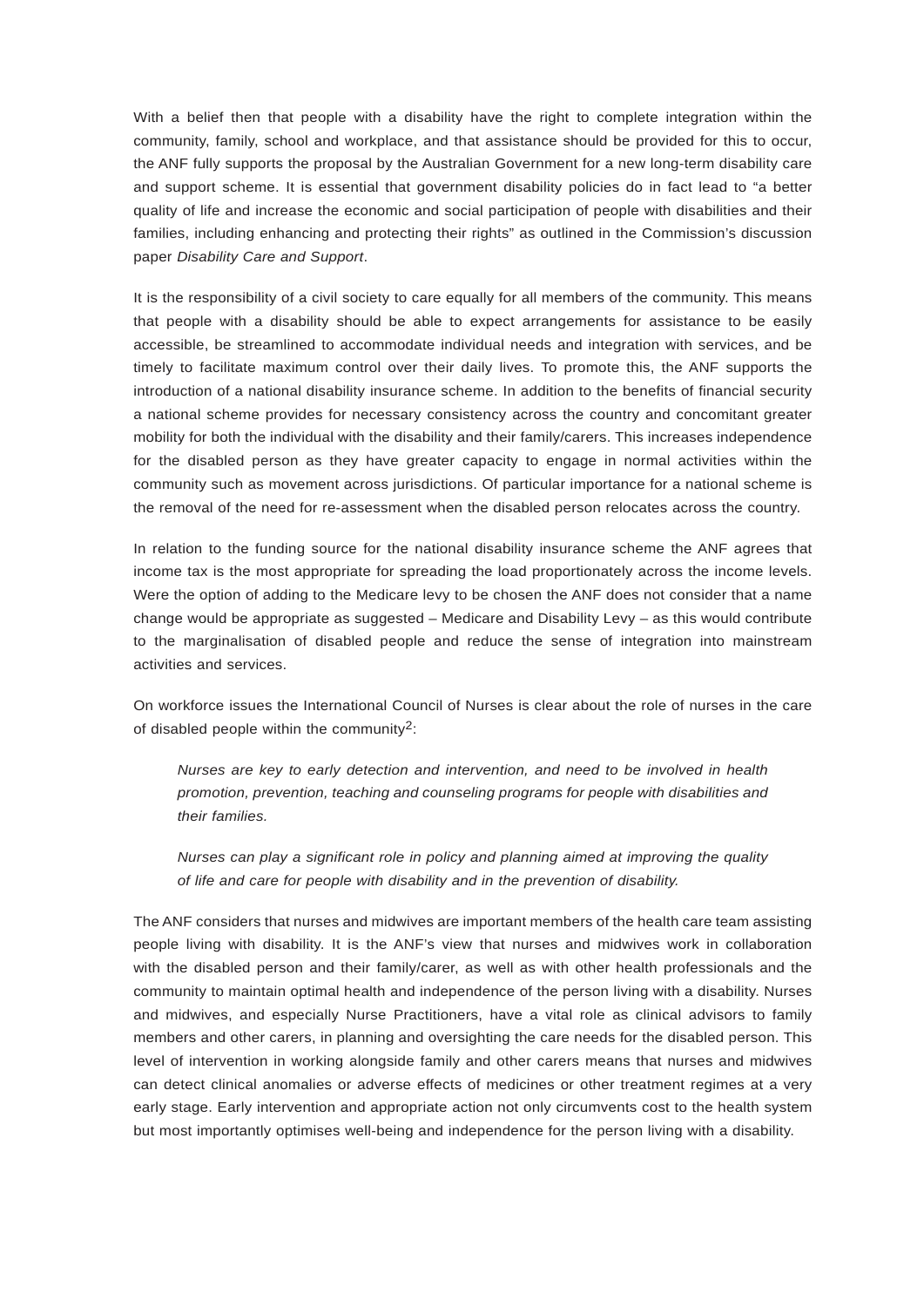With a belief then that people with a disability have the right to complete integration within the community, family, school and workplace, and that assistance should be provided for this to occur, the ANF fully supports the proposal by the Australian Government for a new long-term disability care and support scheme. It is essential that government disability policies do in fact lead to "a better quality of life and increase the economic and social participation of people with disabilities and their families, including enhancing and protecting their rights" as outlined in the Commission's discussion paper *Disability Care and Support*.

It is the responsibility of a civil society to care equally for all members of the community. This means that people with a disability should be able to expect arrangements for assistance to be easily accessible, be streamlined to accommodate individual needs and integration with services, and be timely to facilitate maximum control over their daily lives. To promote this, the ANF supports the introduction of a national disability insurance scheme. In addition to the benefits of financial security a national scheme provides for necessary consistency across the country and concomitant greater mobility for both the individual with the disability and their family/carers. This increases independence for the disabled person as they have greater capacity to engage in normal activities within the community such as movement across jurisdictions. Of particular importance for a national scheme is the removal of the need for re-assessment when the disabled person relocates across the country.

In relation to the funding source for the national disability insurance scheme the ANF agrees that income tax is the most appropriate for spreading the load proportionately across the income levels. Were the option of adding to the Medicare levy to be chosen the ANF does not consider that a name change would be appropriate as suggested – Medicare and Disability Levy – as this would contribute to the marginalisation of disabled people and reduce the sense of integration into mainstream activities and services.

On workforce issues the International Council of Nurses is clear about the role of nurses in the care of disabled people within the community[2]:

> *Nurses are key to early detection and intervention, and need to be involved in health promotion, prevention, teaching and counseling programs for people with disabilities and their families.*
>
> *Nurses can play a significant role in policy and planning aimed at improving the quality of life and care for people with disability and in the prevention of disability.*

The ANF considers that nurses and midwives are important members of the health care team assisting people living with disability. It is the ANF's view that nurses and midwives work in collaboration with the disabled person and their family/carer, as well as with other health professionals and the community to maintain optimal health and independence of the person living with a disability. Nurses and midwives, and especially Nurse Practitioners, have a vital role as clinical advisors to family members and other carers, in planning and oversighting the care needs for the disabled person. This level of intervention in working alongside family and other carers means that nurses and midwives can detect clinical anomalies or adverse effects of medicines or other treatment regimes at a very early stage. Early intervention and appropriate action not only circumvents cost to the health system but most importantly optimises well-being and independence for the person living with a disability.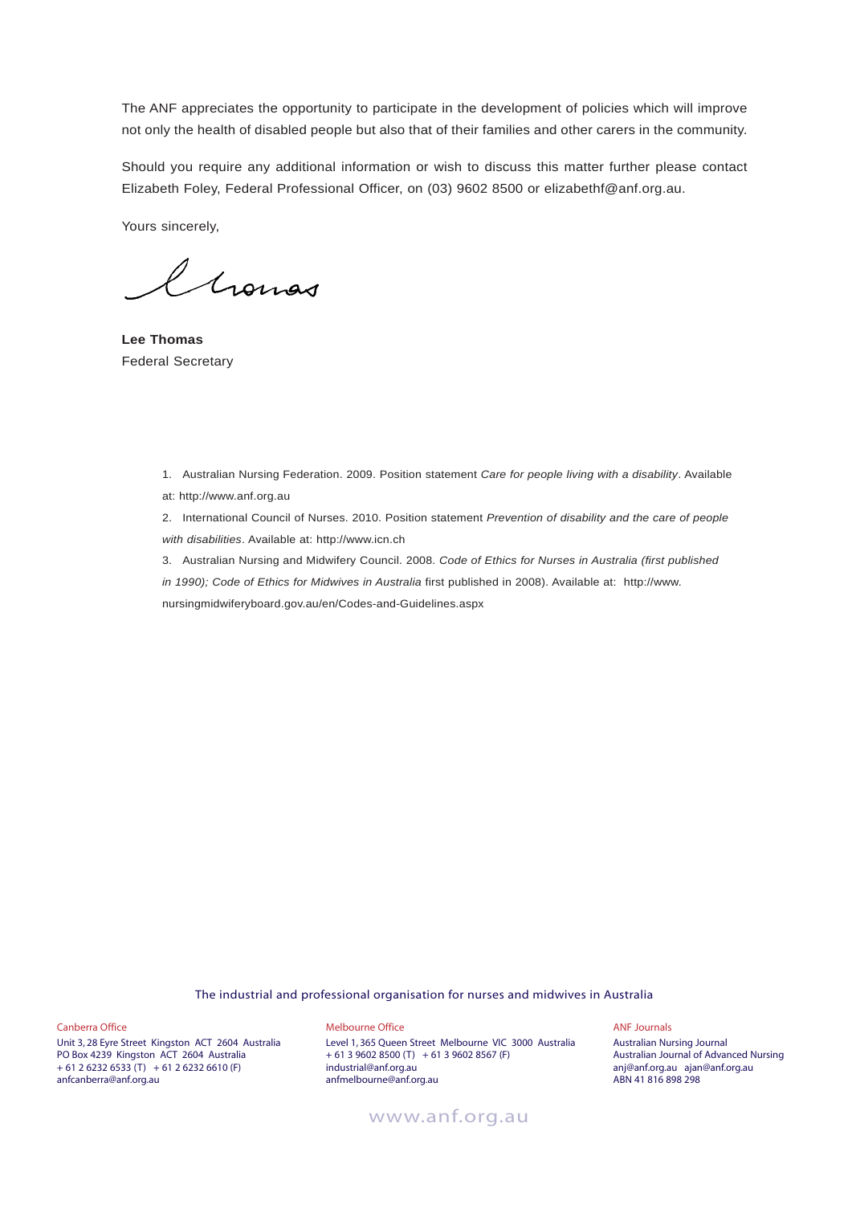The ANF appreciates the opportunity to participate in the development of policies which will improve not only the health of disabled people but also that of their families and other carers in the community.

Should you require any additional information or wish to discuss this matter further please contact Elizabeth Foley, Federal Professional Officer, on (03) 9602 8500 or elizabethf@anf.org.au.

Yours sincerely,

**Lee Thomas**
Federal Secretary

1. Australian Nursing Federation. 2009. Position statement *Care for people living with a disability*. Available at: http://www.anf.org.au
2. International Council of Nurses. 2010. Position statement *Prevention of disability and the care of people with disabilities*. Available at: http://www.icn.ch
3. Australian Nursing and Midwifery Council. 2008. *Code of Ethics for Nurses in Australia (first published in 1990); Code of Ethics for Midwives in Australia* first published in 2008). Available at: http://www.nursingmidwiferyboard.gov.au/en/Codes-and-Guidelines.aspx

The industrial and professional organisation for nurses and midwives in Australia

Canberra Office
Unit 3, 28 Eyre Street Kingston ACT 2604 Australia
PO Box 4239 Kingston ACT 2604 Australia
+ 61 2 6232 6533 (T) + 61 2 6232 6610 (F)
anfcanberra@anf.org.au

Melbourne Office
Level 1, 365 Queen Street Melbourne VIC 3000 Australia
+ 61 3 9602 8500 (T) + 61 3 9602 8567 (F)
industrial@anf.org.au
anfmelbourne@anf.org.au

ANF Journals
Australian Nursing Journal
Australian Journal of Advanced Nursing
anj@anf.org.au ajan@anf.org.au
ABN 41 816 898 298

www.anf.org.au